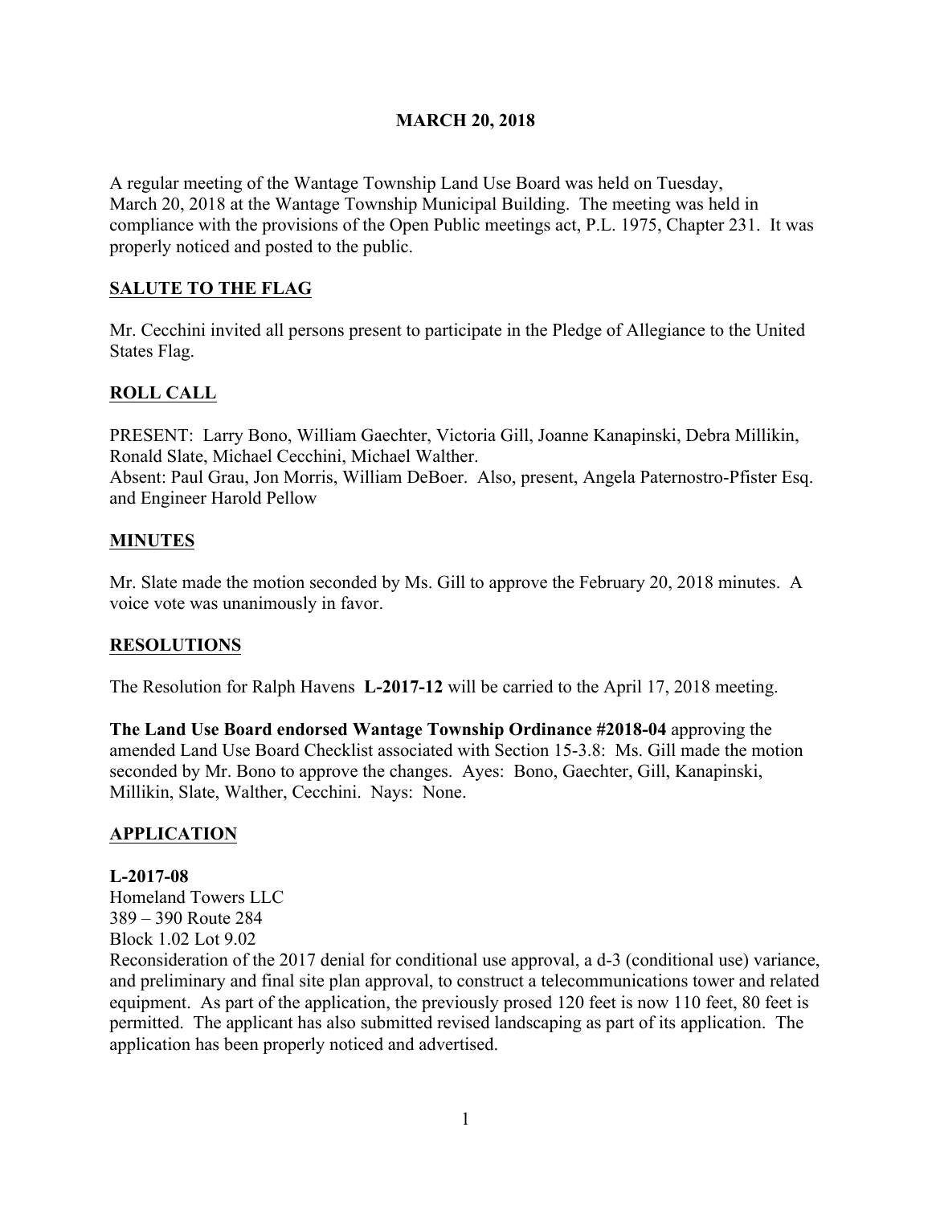# MARCH 20, 2018

A regular meeting of the Wantage Township Land Use Board was held on Tuesday, March 20, 2018 at the Wantage Township Municipal Building. The meeting was held in compliance with the provisions of the Open Public meetings act, P.L. 1975, Chapter 231. It was properly noticed and posted to the public.

## SALUTE TO THE FLAG

Mr. Cecchini invited all persons present to participate in the Pledge of Allegiance to the United States Flag.

## ROLL CALL

PRESENT: Larry Bono, William Gaechter, Victoria Gill, Joanne Kanapinski, Debra Millikin, Ronald Slate, Michael Cecchini, Michael Walther.
Absent: Paul Grau, Jon Morris, William DeBoer. Also, present, Angela Paternostro-Pfister Esq. and Engineer Harold Pellow

## MINUTES

Mr. Slate made the motion seconded by Ms. Gill to approve the February 20, 2018 minutes. A voice vote was unanimously in favor.

## RESOLUTIONS

The Resolution for Ralph Havens **L-2017-12** will be carried to the April 17, 2018 meeting.

**The Land Use Board endorsed Wantage Township Ordinance #2018-04** approving the amended Land Use Board Checklist associated with Section 15-3.8: Ms. Gill made the motion seconded by Mr. Bono to approve the changes. Ayes: Bono, Gaechter, Gill, Kanapinski, Millikin, Slate, Walther, Cecchini. Nays: None.

## APPLICATION

**L-2017-08**
Homeland Towers LLC
389 – 390 Route 284
Block 1.02 Lot 9.02
Reconsideration of the 2017 denial for conditional use approval, a d-3 (conditional use) variance, and preliminary and final site plan approval, to construct a telecommunications tower and related equipment. As part of the application, the previously prosed 120 feet is now 110 feet, 80 feet is permitted. The applicant has also submitted revised landscaping as part of its application. The application has been properly noticed and advertised.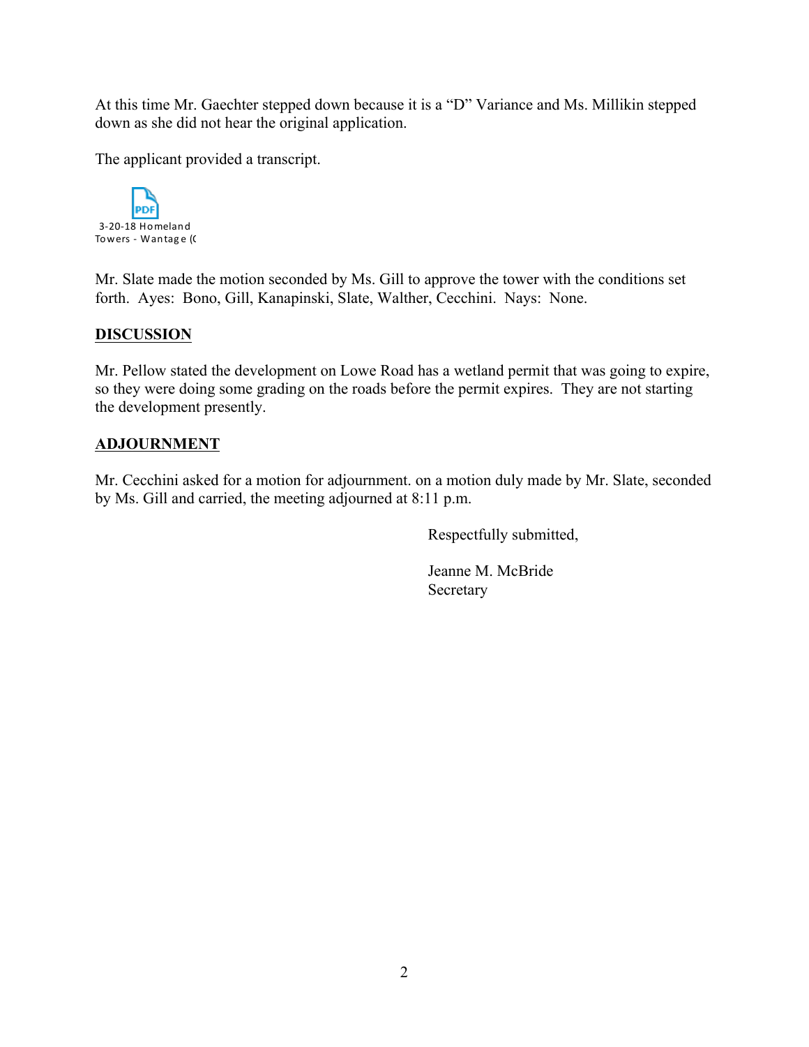At this time Mr. Gaechter stepped down because it is a "D" Variance and Ms. Millikin stepped down as she did not hear the original application.

The applicant provided a transcript.

3-20-18 Homeland Towers - Wantage (

Mr. Slate made the motion seconded by Ms. Gill to approve the tower with the conditions set forth. Ayes: Bono, Gill, Kanapinski, Slate, Walther, Cecchini. Nays: None.

**DISCUSSION**

Mr. Pellow stated the development on Lowe Road has a wetland permit that was going to expire, so they were doing some grading on the roads before the permit expires. They are not starting the development presently.

**ADJOURNMENT**

Mr. Cecchini asked for a motion for adjournment. on a motion duly made by Mr. Slate, seconded by Ms. Gill and carried, the meeting adjourned at 8:11 p.m.

Respectfully submitted,

Jeanne M. McBride
Secretary